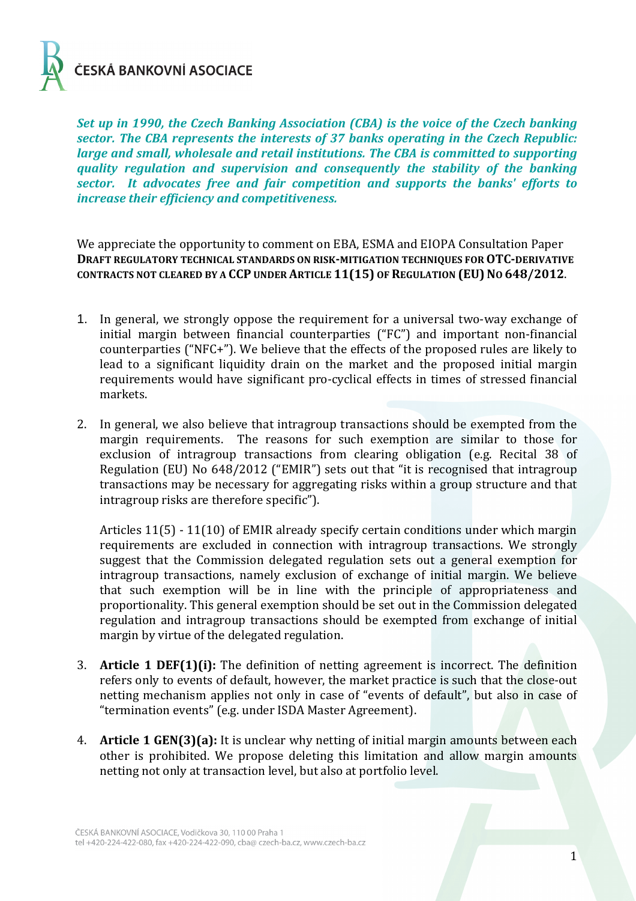ČESKÁ BANKOVNÍ ASOCIACE

***Set up in 1990, the Czech Banking Association (CBA) is the voice of the Czech banking sector. The CBA represents the interests of 37 banks operating in the Czech Republic: large and small, wholesale and retail institutions. The CBA is committed to supporting quality regulation and supervision and consequently the stability of the banking sector. It advocates free and fair competition and supports the banks' efforts to increase their efficiency and competitiveness.***

We appreciate the opportunity to comment on EBA, ESMA and EIOPA Consultation Paper **DRAFT REGULATORY TECHNICAL STANDARDS ON RISK-MITIGATION TECHNIQUES FOR OTC-DERIVATIVE CONTRACTS NOT CLEARED BY A CCP UNDER ARTICLE 11(15) OF REGULATION (EU) NO 648/2012**.

1. In general, we strongly oppose the requirement for a universal two-way exchange of initial margin between financial counterparties ("FC") and important non-financial counterparties ("NFC+"). We believe that the effects of the proposed rules are likely to lead to a significant liquidity drain on the market and the proposed initial margin requirements would have significant pro-cyclical effects in times of stressed financial markets.

2. In general, we also believe that intragroup transactions should be exempted from the margin requirements. The reasons for such exemption are similar to those for exclusion of intragroup transactions from clearing obligation (e.g. Recital 38 of Regulation (EU) No 648/2012 ("EMIR") sets out that "it is recognised that intragroup transactions may be necessary for aggregating risks within a group structure and that intragroup risks are therefore specific").

   Articles 11(5) - 11(10) of EMIR already specify certain conditions under which margin requirements are excluded in connection with intragroup transactions. We strongly suggest that the Commission delegated regulation sets out a general exemption for intragroup transactions, namely exclusion of exchange of initial margin. We believe that such exemption will be in line with the principle of appropriateness and proportionality. This general exemption should be set out in the Commission delegated regulation and intragroup transactions should be exempted from exchange of initial margin by virtue of the delegated regulation.

3. **Article 1 DEF(1)(i):** The definition of netting agreement is incorrect. The definition refers only to events of default, however, the market practice is such that the close-out netting mechanism applies not only in case of "events of default", but also in case of "termination events" (e.g. under ISDA Master Agreement).

4. **Article 1 GEN(3)(a):** It is unclear why netting of initial margin amounts between each other is prohibited. We propose deleting this limitation and allow margin amounts netting not only at transaction level, but also at portfolio level.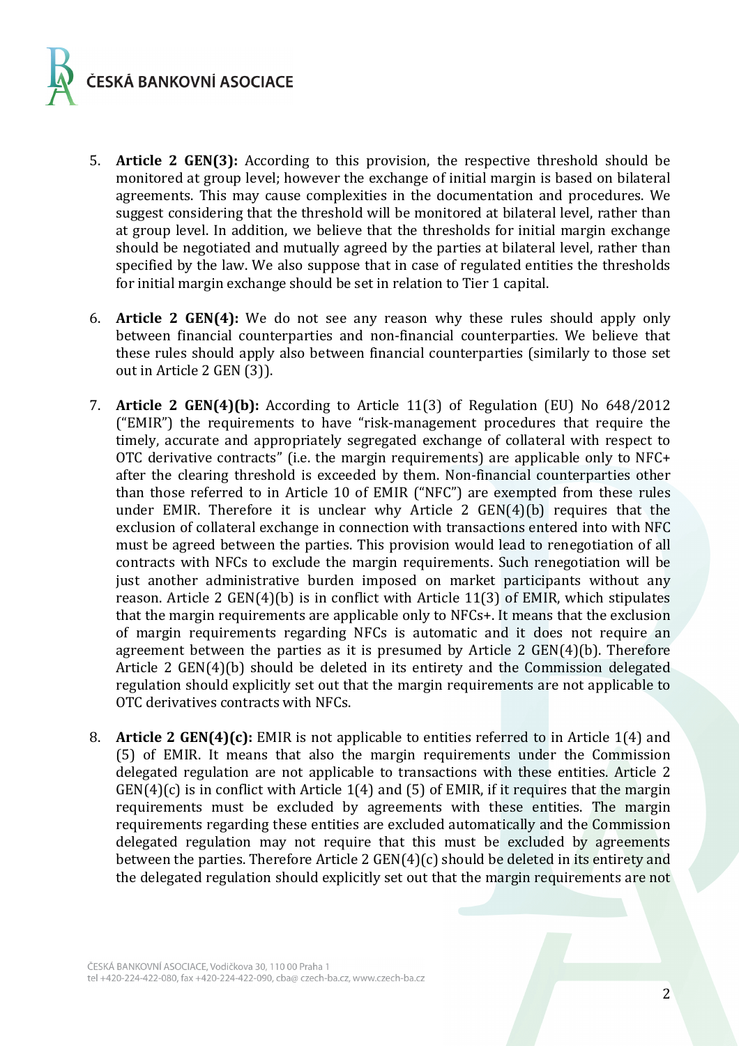5. **Article 2 GEN(3):** According to this provision, the respective threshold should be monitored at group level; however the exchange of initial margin is based on bilateral agreements. This may cause complexities in the documentation and procedures. We suggest considering that the threshold will be monitored at bilateral level, rather than at group level. In addition, we believe that the thresholds for initial margin exchange should be negotiated and mutually agreed by the parties at bilateral level, rather than specified by the law. We also suppose that in case of regulated entities the thresholds for initial margin exchange should be set in relation to Tier 1 capital.

6. **Article 2 GEN(4):** We do not see any reason why these rules should apply only between financial counterparties and non-financial counterparties. We believe that these rules should apply also between financial counterparties (similarly to those set out in Article 2 GEN (3)).

7. **Article 2 GEN(4)(b):** According to Article 11(3) of Regulation (EU) No 648/2012 ("EMIR") the requirements to have "risk-management procedures that require the timely, accurate and appropriately segregated exchange of collateral with respect to OTC derivative contracts" (i.e. the margin requirements) are applicable only to NFC+ after the clearing threshold is exceeded by them. Non-financial counterparties other than those referred to in Article 10 of EMIR ("NFC") are exempted from these rules under EMIR. Therefore it is unclear why Article 2 GEN(4)(b) requires that the exclusion of collateral exchange in connection with transactions entered into with NFC must be agreed between the parties. This provision would lead to renegotiation of all contracts with NFCs to exclude the margin requirements. Such renegotiation will be just another administrative burden imposed on market participants without any reason. Article 2 GEN(4)(b) is in conflict with Article 11(3) of EMIR, which stipulates that the margin requirements are applicable only to NFCs+. It means that the exclusion of margin requirements regarding NFCs is automatic and it does not require an agreement between the parties as it is presumed by Article 2 GEN(4)(b). Therefore Article 2 GEN(4)(b) should be deleted in its entirety and the Commission delegated regulation should explicitly set out that the margin requirements are not applicable to OTC derivatives contracts with NFCs.

8. **Article 2 GEN(4)(c):** EMIR is not applicable to entities referred to in Article 1(4) and (5) of EMIR. It means that also the margin requirements under the Commission delegated regulation are not applicable to transactions with these entities. Article 2 GEN(4)(c) is in conflict with Article 1(4) and (5) of EMIR, if it requires that the margin requirements must be excluded by agreements with these entities. The margin requirements regarding these entities are excluded automatically and the Commission delegated regulation may not require that this must be excluded by agreements between the parties. Therefore Article 2 GEN(4)(c) should be deleted in its entirety and the delegated regulation should explicitly set out that the margin requirements are not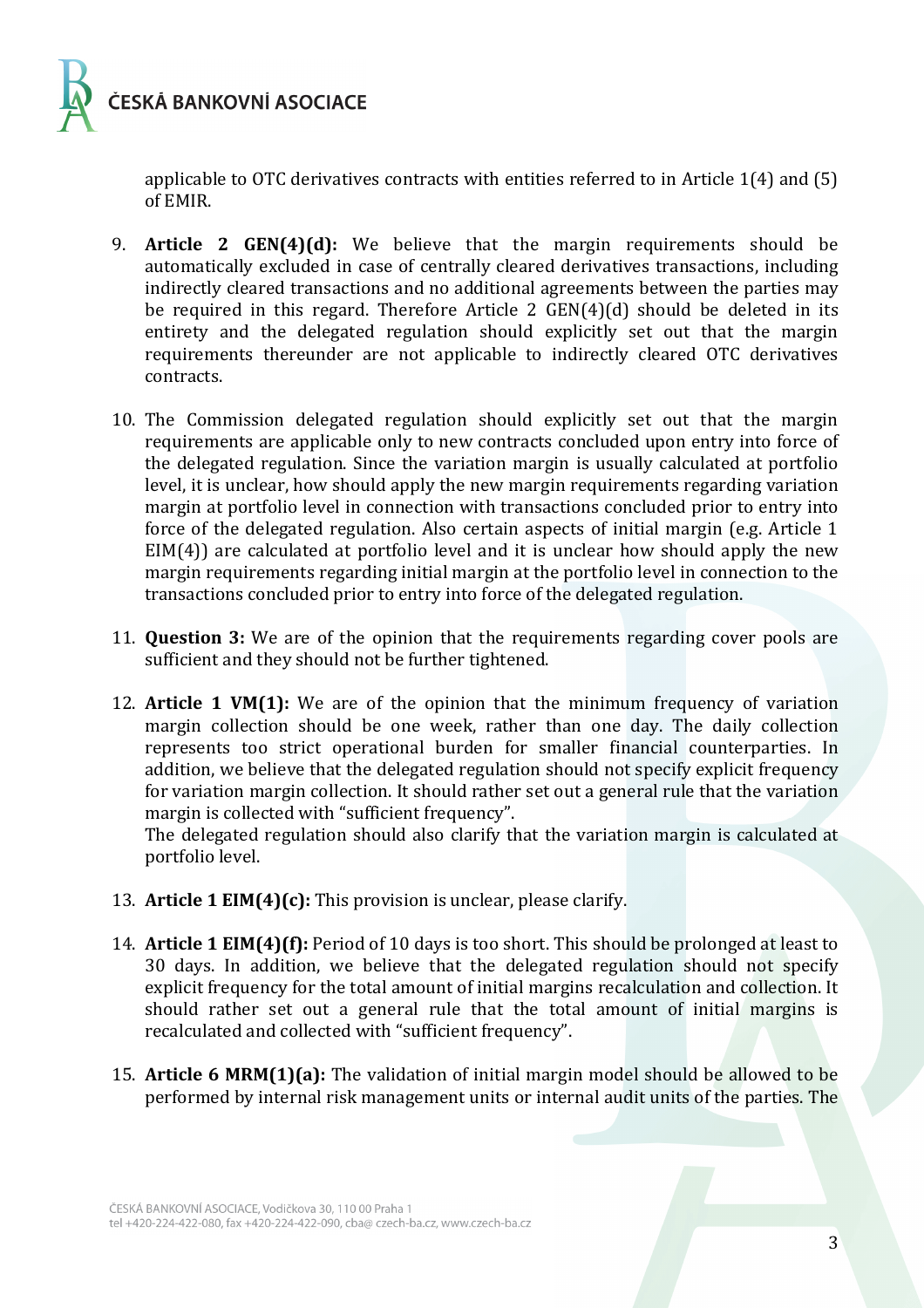applicable to OTC derivatives contracts with entities referred to in Article 1(4) and (5) of EMIR.

9. **Article 2 GEN(4)(d):** We believe that the margin requirements should be automatically excluded in case of centrally cleared derivatives transactions, including indirectly cleared transactions and no additional agreements between the parties may be required in this regard. Therefore Article 2 GEN(4)(d) should be deleted in its entirety and the delegated regulation should explicitly set out that the margin requirements thereunder are not applicable to indirectly cleared OTC derivatives contracts.

10. The Commission delegated regulation should explicitly set out that the margin requirements are applicable only to new contracts concluded upon entry into force of the delegated regulation. Since the variation margin is usually calculated at portfolio level, it is unclear, how should apply the new margin requirements regarding variation margin at portfolio level in connection with transactions concluded prior to entry into force of the delegated regulation. Also certain aspects of initial margin (e.g. Article 1 EIM(4)) are calculated at portfolio level and it is unclear how should apply the new margin requirements regarding initial margin at the portfolio level in connection to the transactions concluded prior to entry into force of the delegated regulation.

11. **Question 3:** We are of the opinion that the requirements regarding cover pools are sufficient and they should not be further tightened.

12. **Article 1 VM(1):** We are of the opinion that the minimum frequency of variation margin collection should be one week, rather than one day. The daily collection represents too strict operational burden for smaller financial counterparties. In addition, we believe that the delegated regulation should not specify explicit frequency for variation margin collection. It should rather set out a general rule that the variation margin is collected with "sufficient frequency".
    The delegated regulation should also clarify that the variation margin is calculated at portfolio level.

13. **Article 1 EIM(4)(c):** This provision is unclear, please clarify.

14. **Article 1 EIM(4)(f):** Period of 10 days is too short. This should be prolonged at least to 30 days. In addition, we believe that the delegated regulation should not specify explicit frequency for the total amount of initial margins recalculation and collection. It should rather set out a general rule that the total amount of initial margins is recalculated and collected with "sufficient frequency".

15. **Article 6 MRM(1)(a):** The validation of initial margin model should be allowed to be performed by internal risk management units or internal audit units of the parties. The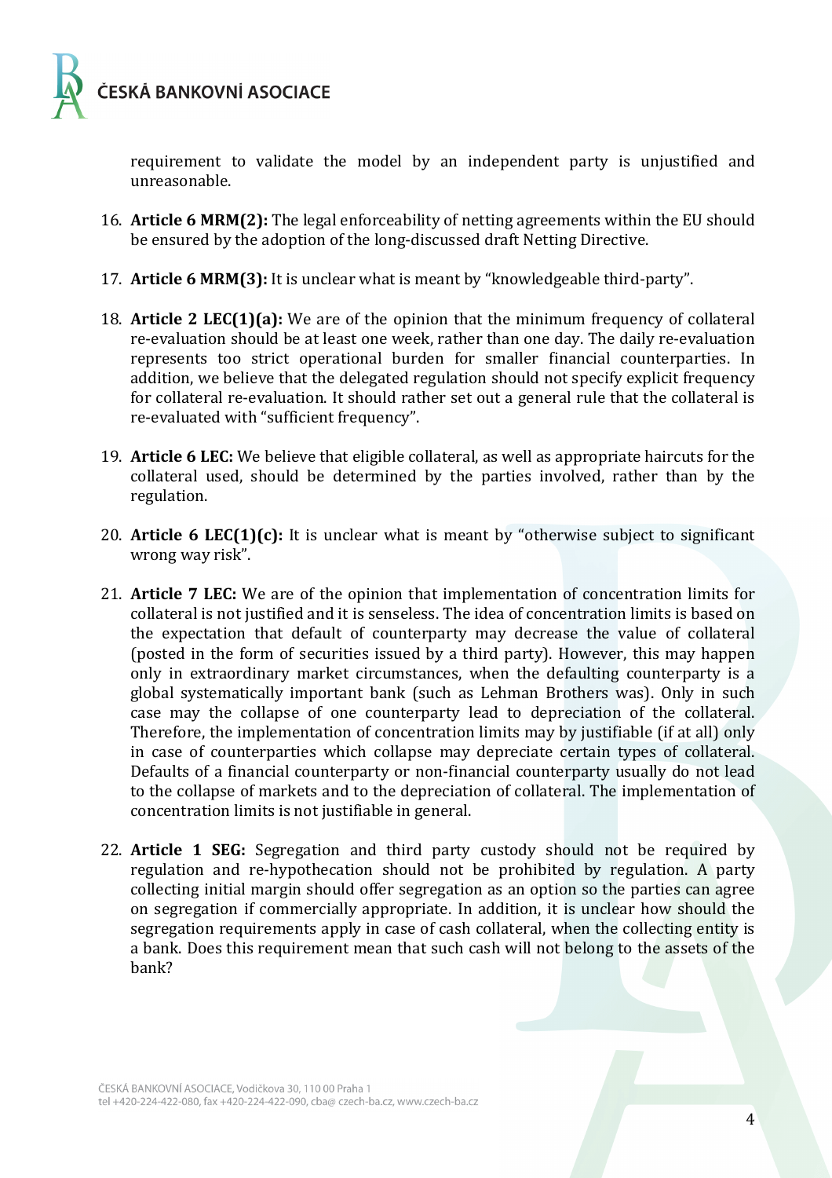requirement to validate the model by an independent party is unjustified and unreasonable.

16. **Article 6 MRM(2):** The legal enforceability of netting agreements within the EU should be ensured by the adoption of the long-discussed draft Netting Directive.

17. **Article 6 MRM(3):** It is unclear what is meant by "knowledgeable third-party".

18. **Article 2 LEC(1)(a):** We are of the opinion that the minimum frequency of collateral re-evaluation should be at least one week, rather than one day. The daily re-evaluation represents too strict operational burden for smaller financial counterparties. In addition, we believe that the delegated regulation should not specify explicit frequency for collateral re-evaluation. It should rather set out a general rule that the collateral is re-evaluated with "sufficient frequency".

19. **Article 6 LEC:** We believe that eligible collateral, as well as appropriate haircuts for the collateral used, should be determined by the parties involved, rather than by the regulation.

20. **Article 6 LEC(1)(c):** It is unclear what is meant by "otherwise subject to significant wrong way risk".

21. **Article 7 LEC:** We are of the opinion that implementation of concentration limits for collateral is not justified and it is senseless. The idea of concentration limits is based on the expectation that default of counterparty may decrease the value of collateral (posted in the form of securities issued by a third party). However, this may happen only in extraordinary market circumstances, when the defaulting counterparty is a global systematically important bank (such as Lehman Brothers was). Only in such case may the collapse of one counterparty lead to depreciation of the collateral. Therefore, the implementation of concentration limits may by justifiable (if at all) only in case of counterparties which collapse may depreciate certain types of collateral. Defaults of a financial counterparty or non-financial counterparty usually do not lead to the collapse of markets and to the depreciation of collateral. The implementation of concentration limits is not justifiable in general.

22. **Article 1 SEG:** Segregation and third party custody should not be required by regulation and re-hypothecation should not be prohibited by regulation. A party collecting initial margin should offer segregation as an option so the parties can agree on segregation if commercially appropriate. In addition, it is unclear how should the segregation requirements apply in case of cash collateral, when the collecting entity is a bank. Does this requirement mean that such cash will not belong to the assets of the bank?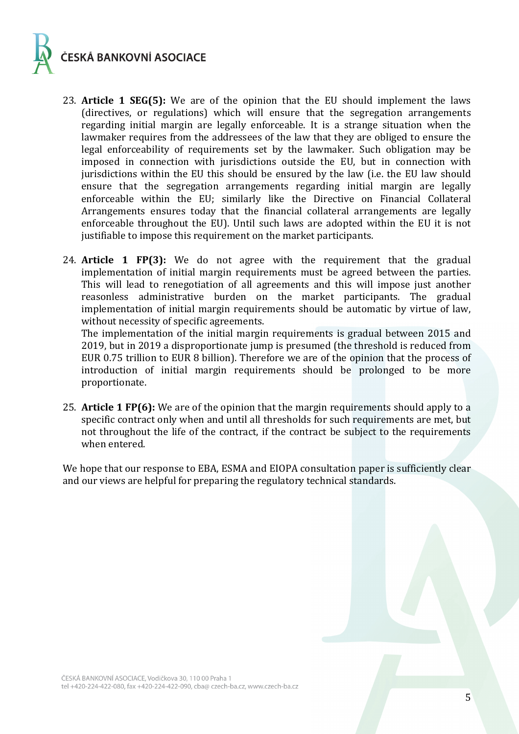23. **Article 1 SEG(5):** We are of the opinion that the EU should implement the laws (directives, or regulations) which will ensure that the segregation arrangements regarding initial margin are legally enforceable. It is a strange situation when the lawmaker requires from the addressees of the law that they are obliged to ensure the legal enforceability of requirements set by the lawmaker. Such obligation may be imposed in connection with jurisdictions outside the EU, but in connection with jurisdictions within the EU this should be ensured by the law (i.e. the EU law should ensure that the segregation arrangements regarding initial margin are legally enforceable within the EU; similarly like the Directive on Financial Collateral Arrangements ensures today that the financial collateral arrangements are legally enforceable throughout the EU). Until such laws are adopted within the EU it is not justifiable to impose this requirement on the market participants.

24. **Article 1 FP(3):** We do not agree with the requirement that the gradual implementation of initial margin requirements must be agreed between the parties. This will lead to renegotiation of all agreements and this will impose just another reasonless administrative burden on the market participants. The gradual implementation of initial margin requirements should be automatic by virtue of law, without necessity of specific agreements.
    The implementation of the initial margin requirements is gradual between 2015 and 2019, but in 2019 a disproportionate jump is presumed (the threshold is reduced from EUR 0.75 trillion to EUR 8 billion). Therefore we are of the opinion that the process of introduction of initial margin requirements should be prolonged to be more proportionate.

25. **Article 1 FP(6):** We are of the opinion that the margin requirements should apply to a specific contract only when and until all thresholds for such requirements are met, but not throughout the life of the contract, if the contract be subject to the requirements when entered.

We hope that our response to EBA, ESMA and EIOPA consultation paper is sufficiently clear and our views are helpful for preparing the regulatory technical standards.